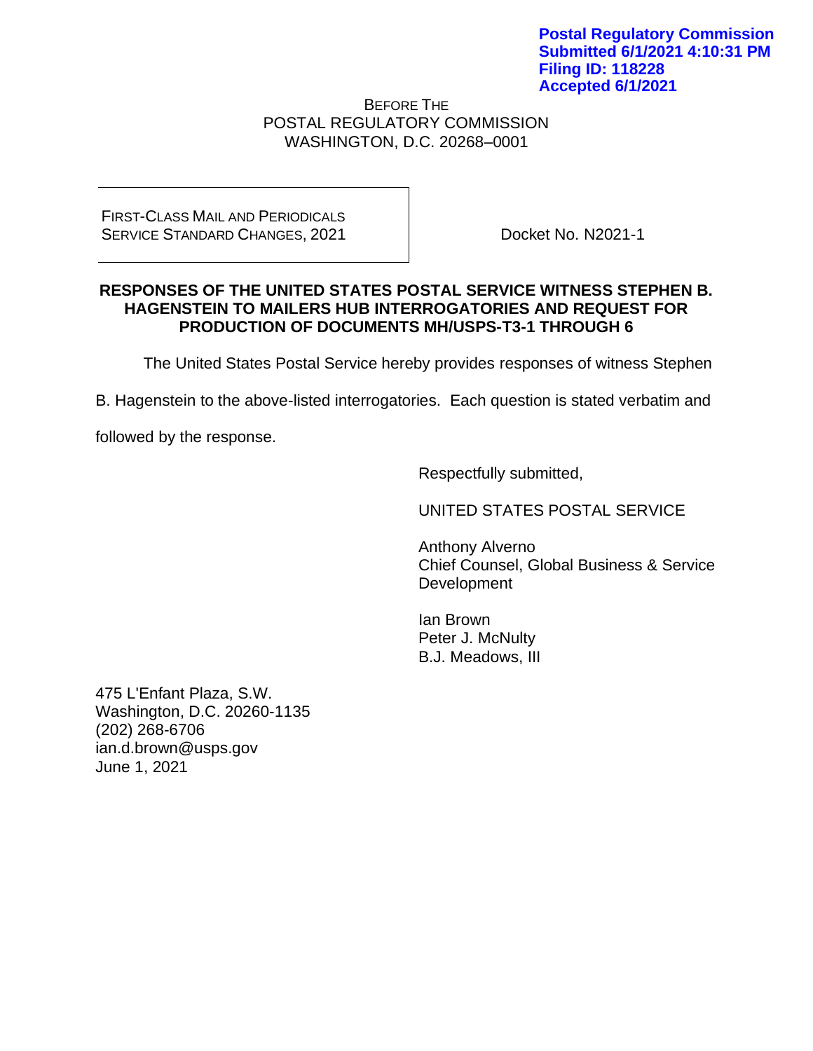**Postal Regulatory Commission**
**Submitted 6/1/2021 4:10:31 PM**
**Filing ID: 118228**
**Accepted 6/1/2021**

BEFORE THE
POSTAL REGULATORY COMMISSION
WASHINGTON, D.C. 20268–0001

| FIRST-CLASS MAIL AND PERIODICALS SERVICE STANDARD CHANGES, 2021 | Docket No. N2021-1 |
|---|---|

**RESPONSES OF THE UNITED STATES POSTAL SERVICE WITNESS STEPHEN B. HAGENSTEIN TO MAILERS HUB INTERROGATORIES AND REQUEST FOR PRODUCTION OF DOCUMENTS MH/USPS-T3-1 THROUGH 6**

The United States Postal Service hereby provides responses of witness Stephen B. Hagenstein to the above-listed interrogatories. Each question is stated verbatim and followed by the response.

Respectfully submitted,

UNITED STATES POSTAL SERVICE

Anthony Alverno
Chief Counsel, Global Business & Service Development

Ian Brown
Peter J. McNulty
B.J. Meadows, III

475 L'Enfant Plaza, S.W.
Washington, D.C. 20260-1135
(202) 268-6706
ian.d.brown@usps.gov
June 1, 2021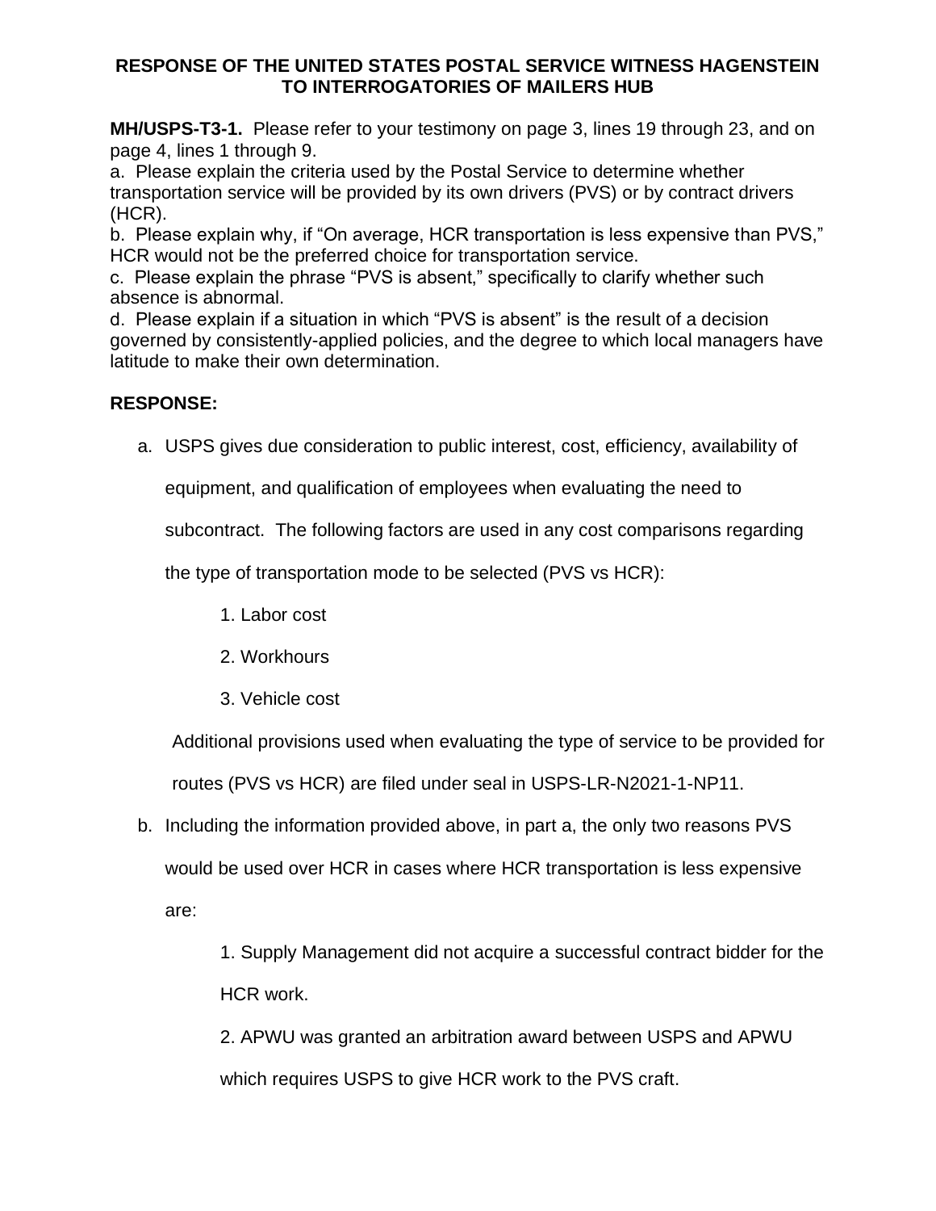**RESPONSE OF THE UNITED STATES POSTAL SERVICE WITNESS HAGENSTEIN TO INTERROGATORIES OF MAILERS HUB**

**MH/USPS-T3-1.** Please refer to your testimony on page 3, lines 19 through 23, and on page 4, lines 1 through 9.

a. Please explain the criteria used by the Postal Service to determine whether transportation service will be provided by its own drivers (PVS) or by contract drivers (HCR).

b. Please explain why, if "On average, HCR transportation is less expensive than PVS," HCR would not be the preferred choice for transportation service.

c. Please explain the phrase "PVS is absent," specifically to clarify whether such absence is abnormal.

d. Please explain if a situation in which "PVS is absent" is the result of a decision governed by consistently-applied policies, and the degree to which local managers have latitude to make their own determination.

**RESPONSE:**

a. USPS gives due consideration to public interest, cost, efficiency, availability of equipment, and qualification of employees when evaluating the need to subcontract. The following factors are used in any cost comparisons regarding the type of transportation mode to be selected (PVS vs HCR):

    1. Labor cost
    2. Workhours
    3. Vehicle cost

   Additional provisions used when evaluating the type of service to be provided for routes (PVS vs HCR) are filed under seal in USPS-LR-N2021-1-NP11.

b. Including the information provided above, in part a, the only two reasons PVS would be used over HCR in cases where HCR transportation is less expensive are:

    1. Supply Management did not acquire a successful contract bidder for the HCR work.
    2. APWU was granted an arbitration award between USPS and APWU which requires USPS to give HCR work to the PVS craft.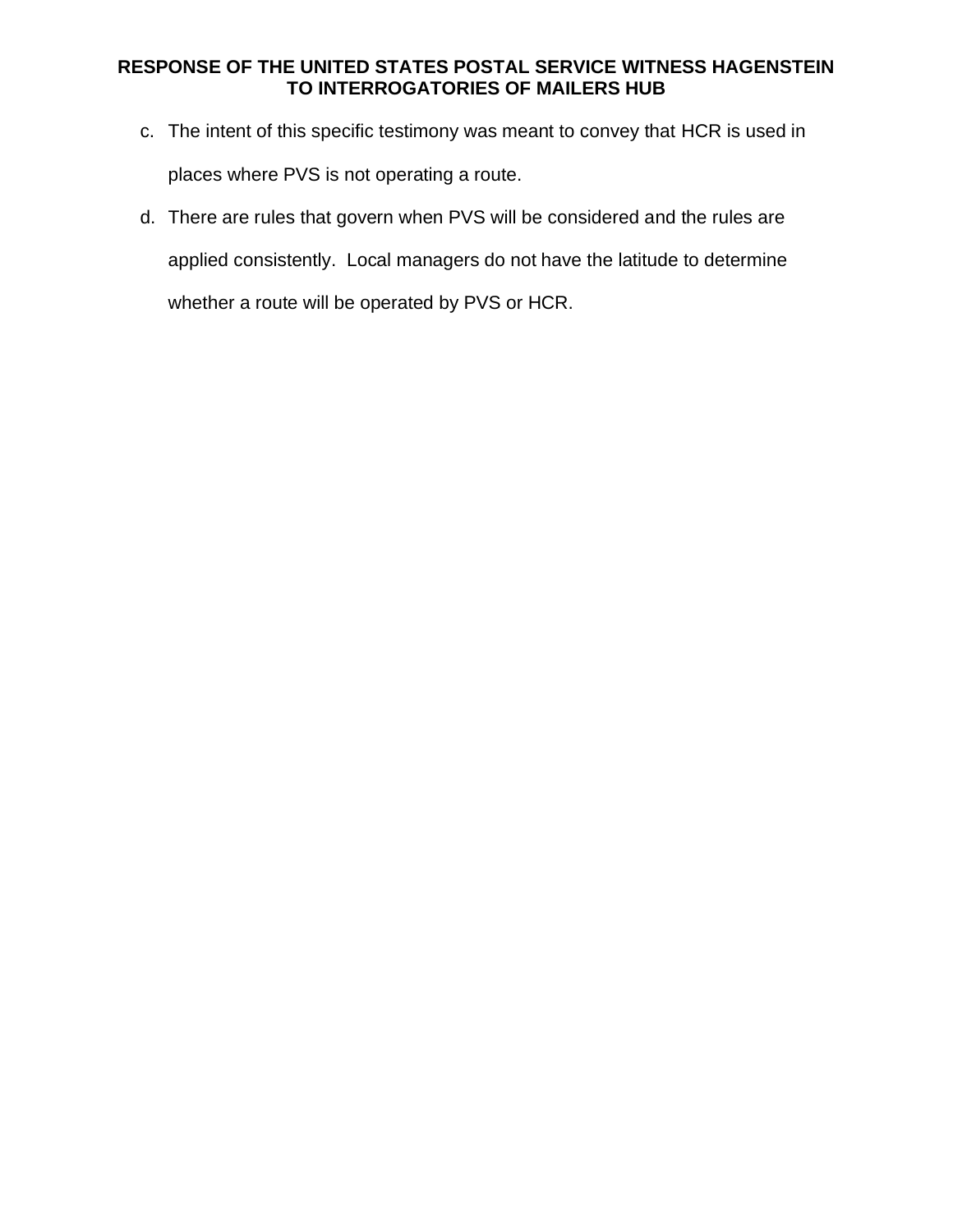c. The intent of this specific testimony was meant to convey that HCR is used in places where PVS is not operating a route.

d. There are rules that govern when PVS will be considered and the rules are applied consistently. Local managers do not have the latitude to determine whether a route will be operated by PVS or HCR.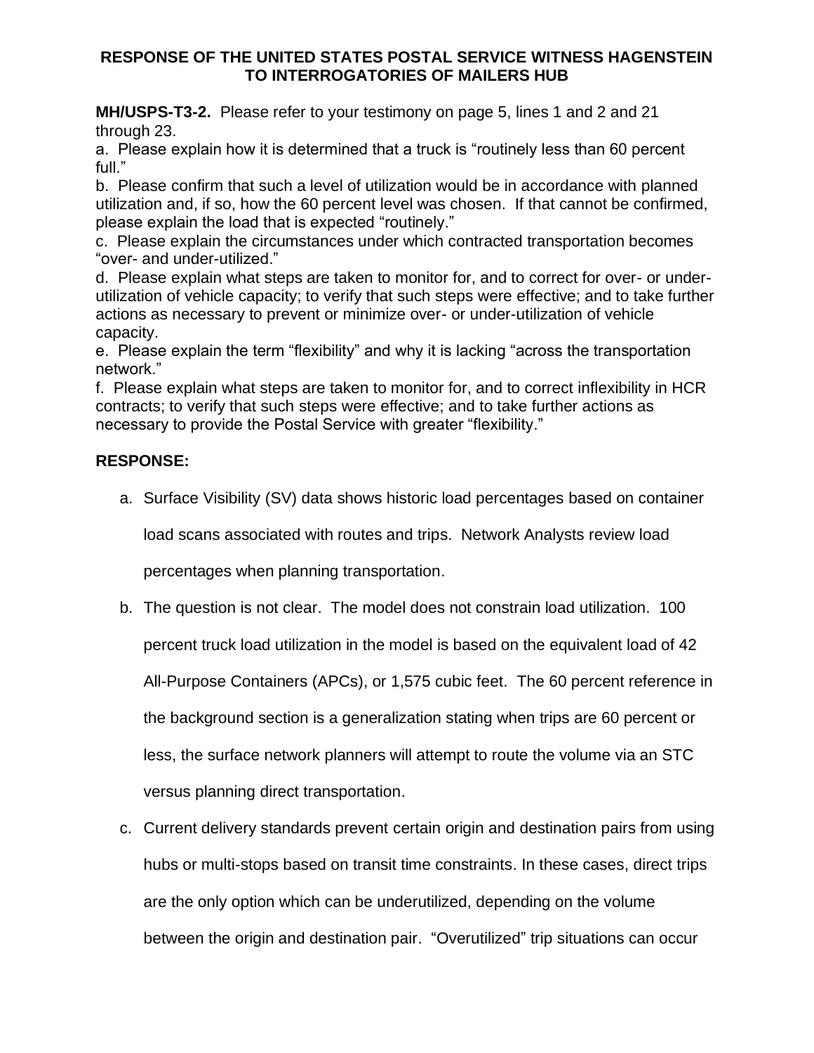**RESPONSE OF THE UNITED STATES POSTAL SERVICE WITNESS HAGENSTEIN TO INTERROGATORIES OF MAILERS HUB**

**MH/USPS-T3-2.** Please refer to your testimony on page 5, lines 1 and 2 and 21 through 23.

a. Please explain how it is determined that a truck is "routinely less than 60 percent full."

b. Please confirm that such a level of utilization would be in accordance with planned utilization and, if so, how the 60 percent level was chosen. If that cannot be confirmed, please explain the load that is expected "routinely."

c. Please explain the circumstances under which contracted transportation becomes "over- and under-utilized."

d. Please explain what steps are taken to monitor for, and to correct for over- or under-utilization of vehicle capacity; to verify that such steps were effective; and to take further actions as necessary to prevent or minimize over- or under-utilization of vehicle capacity.

e. Please explain the term "flexibility" and why it is lacking "across the transportation network."

f. Please explain what steps are taken to monitor for, and to correct inflexibility in HCR contracts; to verify that such steps were effective; and to take further actions as necessary to provide the Postal Service with greater "flexibility."

**RESPONSE:**

a. Surface Visibility (SV) data shows historic load percentages based on container load scans associated with routes and trips. Network Analysts review load percentages when planning transportation.

b. The question is not clear. The model does not constrain load utilization. 100 percent truck load utilization in the model is based on the equivalent load of 42 All-Purpose Containers (APCs), or 1,575 cubic feet. The 60 percent reference in the background section is a generalization stating when trips are 60 percent or less, the surface network planners will attempt to route the volume via an STC versus planning direct transportation.

c. Current delivery standards prevent certain origin and destination pairs from using hubs or multi-stops based on transit time constraints. In these cases, direct trips are the only option which can be underutilized, depending on the volume between the origin and destination pair. "Overutilized" trip situations can occur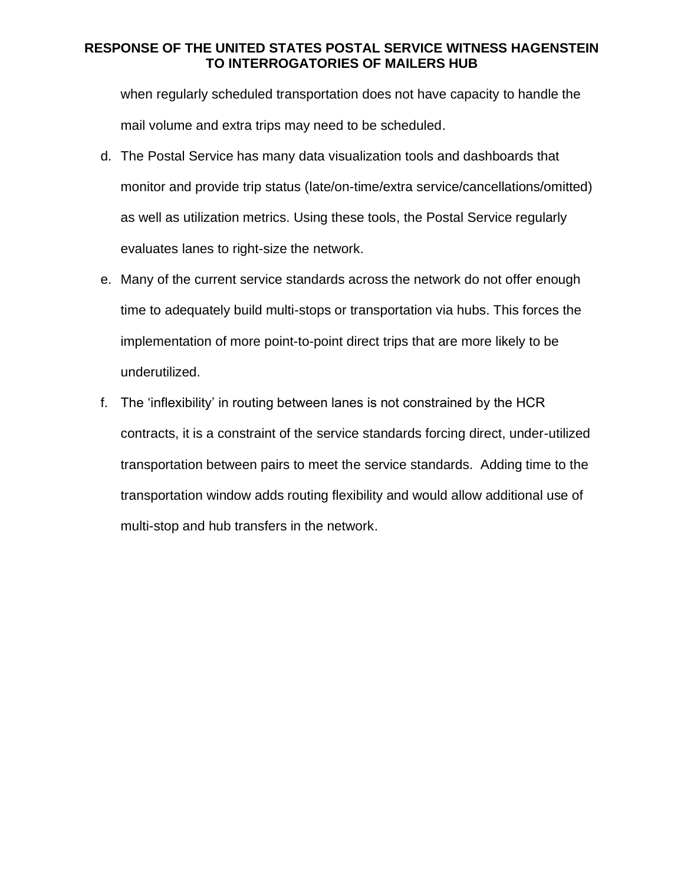when regularly scheduled transportation does not have capacity to handle the mail volume and extra trips may need to be scheduled.

d. The Postal Service has many data visualization tools and dashboards that monitor and provide trip status (late/on-time/extra service/cancellations/omitted) as well as utilization metrics. Using these tools, the Postal Service regularly evaluates lanes to right-size the network.

e. Many of the current service standards across the network do not offer enough time to adequately build multi-stops or transportation via hubs. This forces the implementation of more point-to-point direct trips that are more likely to be underutilized.

f. The 'inflexibility' in routing between lanes is not constrained by the HCR contracts, it is a constraint of the service standards forcing direct, under-utilized transportation between pairs to meet the service standards. Adding time to the transportation window adds routing flexibility and would allow additional use of multi-stop and hub transfers in the network.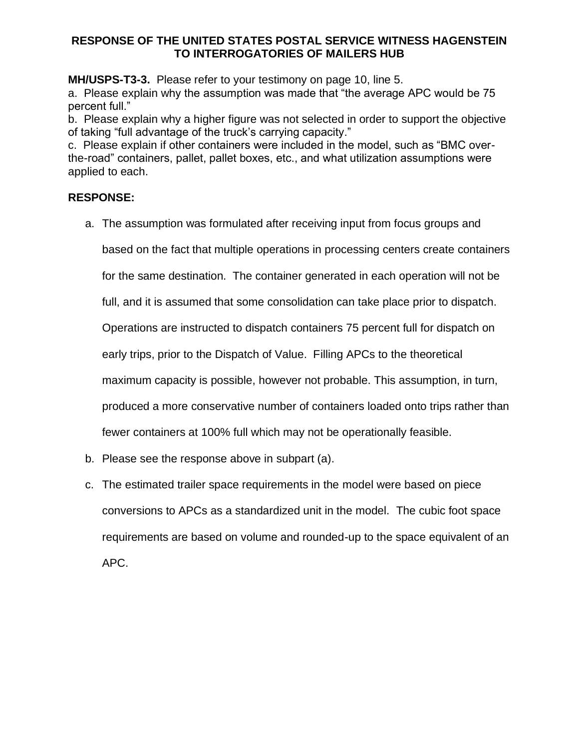**RESPONSE OF THE UNITED STATES POSTAL SERVICE WITNESS HAGENSTEIN TO INTERROGATORIES OF MAILERS HUB**

**MH/USPS-T3-3.** Please refer to your testimony on page 10, line 5.

a. Please explain why the assumption was made that "the average APC would be 75 percent full."

b. Please explain why a higher figure was not selected in order to support the objective of taking "full advantage of the truck's carrying capacity."

c. Please explain if other containers were included in the model, such as "BMC over-the-road" containers, pallet, pallet boxes, etc., and what utilization assumptions were applied to each.

**RESPONSE:**

a. The assumption was formulated after receiving input from focus groups and based on the fact that multiple operations in processing centers create containers for the same destination. The container generated in each operation will not be full, and it is assumed that some consolidation can take place prior to dispatch. Operations are instructed to dispatch containers 75 percent full for dispatch on early trips, prior to the Dispatch of Value. Filling APCs to the theoretical maximum capacity is possible, however not probable. This assumption, in turn, produced a more conservative number of containers loaded onto trips rather than fewer containers at 100% full which may not be operationally feasible.

b. Please see the response above in subpart (a).

c. The estimated trailer space requirements in the model were based on piece conversions to APCs as a standardized unit in the model. The cubic foot space requirements are based on volume and rounded-up to the space equivalent of an APC.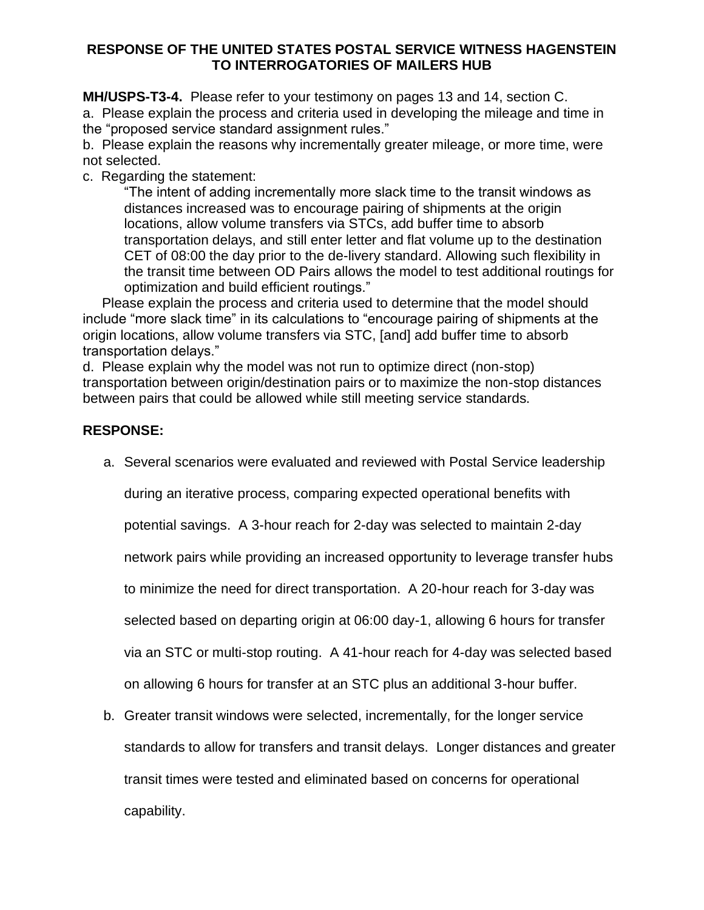**RESPONSE OF THE UNITED STATES POSTAL SERVICE WITNESS HAGENSTEIN TO INTERROGATORIES OF MAILERS HUB**

**MH/USPS-T3-4.** Please refer to your testimony on pages 13 and 14, section C.

a. Please explain the process and criteria used in developing the mileage and time in the "proposed service standard assignment rules."

b. Please explain the reasons why incrementally greater mileage, or more time, were not selected.

c. Regarding the statement:

> "The intent of adding incrementally more slack time to the transit windows as distances increased was to encourage pairing of shipments at the origin locations, allow volume transfers via STCs, add buffer time to absorb transportation delays, and still enter letter and flat volume up to the destination CET of 08:00 the day prior to the de-livery standard. Allowing such flexibility in the transit time between OD Pairs allows the model to test additional routings for optimization and build efficient routings."

Please explain the process and criteria used to determine that the model should include "more slack time" in its calculations to "encourage pairing of shipments at the origin locations, allow volume transfers via STC, [and] add buffer time to absorb transportation delays."

d. Please explain why the model was not run to optimize direct (non-stop) transportation between origin/destination pairs or to maximize the non-stop distances between pairs that could be allowed while still meeting service standards.

**RESPONSE:**

a. Several scenarios were evaluated and reviewed with Postal Service leadership during an iterative process, comparing expected operational benefits with potential savings. A 3-hour reach for 2-day was selected to maintain 2-day network pairs while providing an increased opportunity to leverage transfer hubs to minimize the need for direct transportation. A 20-hour reach for 3-day was selected based on departing origin at 06:00 day-1, allowing 6 hours for transfer via an STC or multi-stop routing. A 41-hour reach for 4-day was selected based on allowing 6 hours for transfer at an STC plus an additional 3-hour buffer.

b. Greater transit windows were selected, incrementally, for the longer service standards to allow for transfers and transit delays. Longer distances and greater transit times were tested and eliminated based on concerns for operational capability.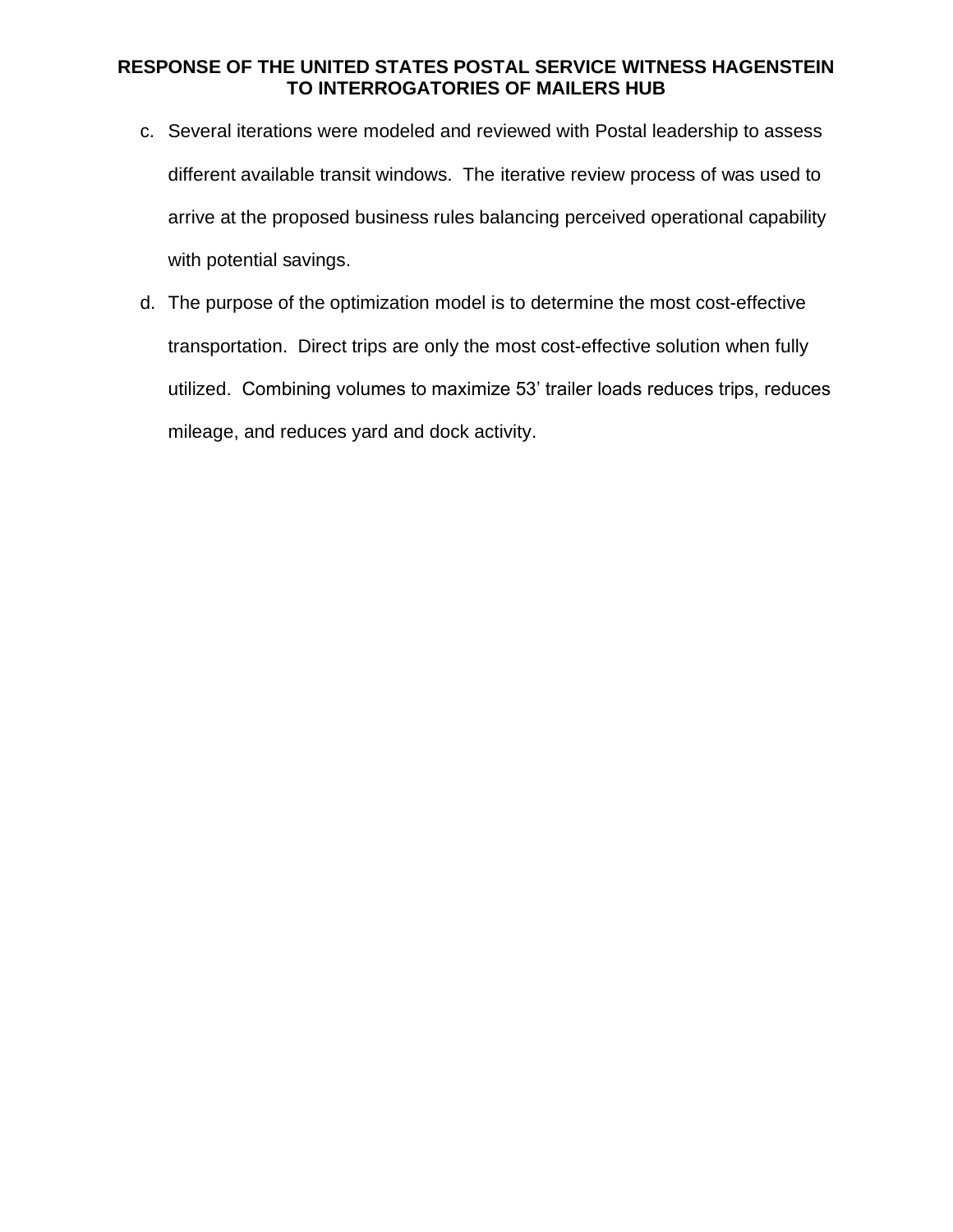c. Several iterations were modeled and reviewed with Postal leadership to assess different available transit windows. The iterative review process of was used to arrive at the proposed business rules balancing perceived operational capability with potential savings.

d. The purpose of the optimization model is to determine the most cost-effective transportation. Direct trips are only the most cost-effective solution when fully utilized. Combining volumes to maximize 53' trailer loads reduces trips, reduces mileage, and reduces yard and dock activity.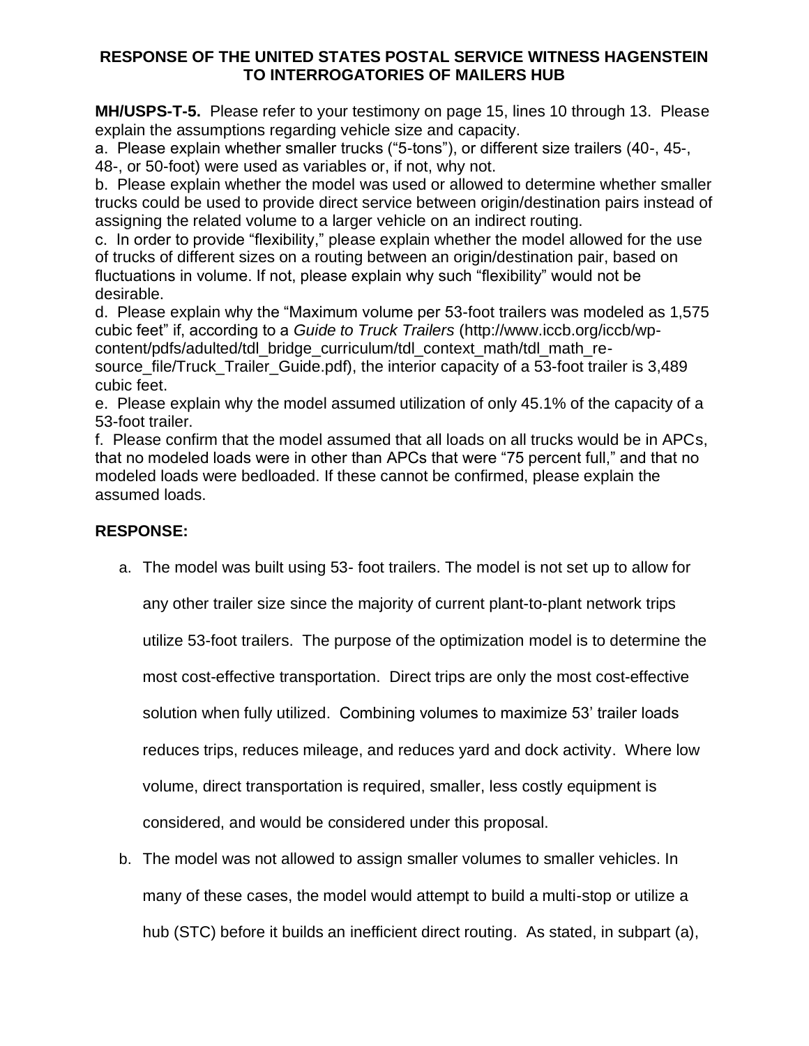**RESPONSE OF THE UNITED STATES POSTAL SERVICE WITNESS HAGENSTEIN TO INTERROGATORIES OF MAILERS HUB**

**MH/USPS-T-5.** Please refer to your testimony on page 15, lines 10 through 13. Please explain the assumptions regarding vehicle size and capacity.

a. Please explain whether smaller trucks ("5-tons"), or different size trailers (40-, 45-, 48-, or 50-foot) were used as variables or, if not, why not.

b. Please explain whether the model was used or allowed to determine whether smaller trucks could be used to provide direct service between origin/destination pairs instead of assigning the related volume to a larger vehicle on an indirect routing.

c. In order to provide "flexibility," please explain whether the model allowed for the use of trucks of different sizes on a routing between an origin/destination pair, based on fluctuations in volume. If not, please explain why such "flexibility" would not be desirable.

d. Please explain why the "Maximum volume per 53-foot trailers was modeled as 1,575 cubic feet" if, according to a *Guide to Truck Trailers* (http://www.iccb.org/iccb/wp-content/pdfs/adulted/tdl_bridge_curriculum/tdl_context_math/tdl_math_re-source_file/Truck_Trailer_Guide.pdf), the interior capacity of a 53-foot trailer is 3,489 cubic feet.

e. Please explain why the model assumed utilization of only 45.1% of the capacity of a 53-foot trailer.

f. Please confirm that the model assumed that all loads on all trucks would be in APCs, that no modeled loads were in other than APCs that were "75 percent full," and that no modeled loads were bedloaded. If these cannot be confirmed, please explain the assumed loads.

**RESPONSE:**

a. The model was built using 53- foot trailers. The model is not set up to allow for any other trailer size since the majority of current plant-to-plant network trips utilize 53-foot trailers. The purpose of the optimization model is to determine the most cost-effective transportation. Direct trips are only the most cost-effective solution when fully utilized. Combining volumes to maximize 53' trailer loads reduces trips, reduces mileage, and reduces yard and dock activity. Where low volume, direct transportation is required, smaller, less costly equipment is considered, and would be considered under this proposal.

b. The model was not allowed to assign smaller volumes to smaller vehicles. In many of these cases, the model would attempt to build a multi-stop or utilize a hub (STC) before it builds an inefficient direct routing. As stated, in subpart (a),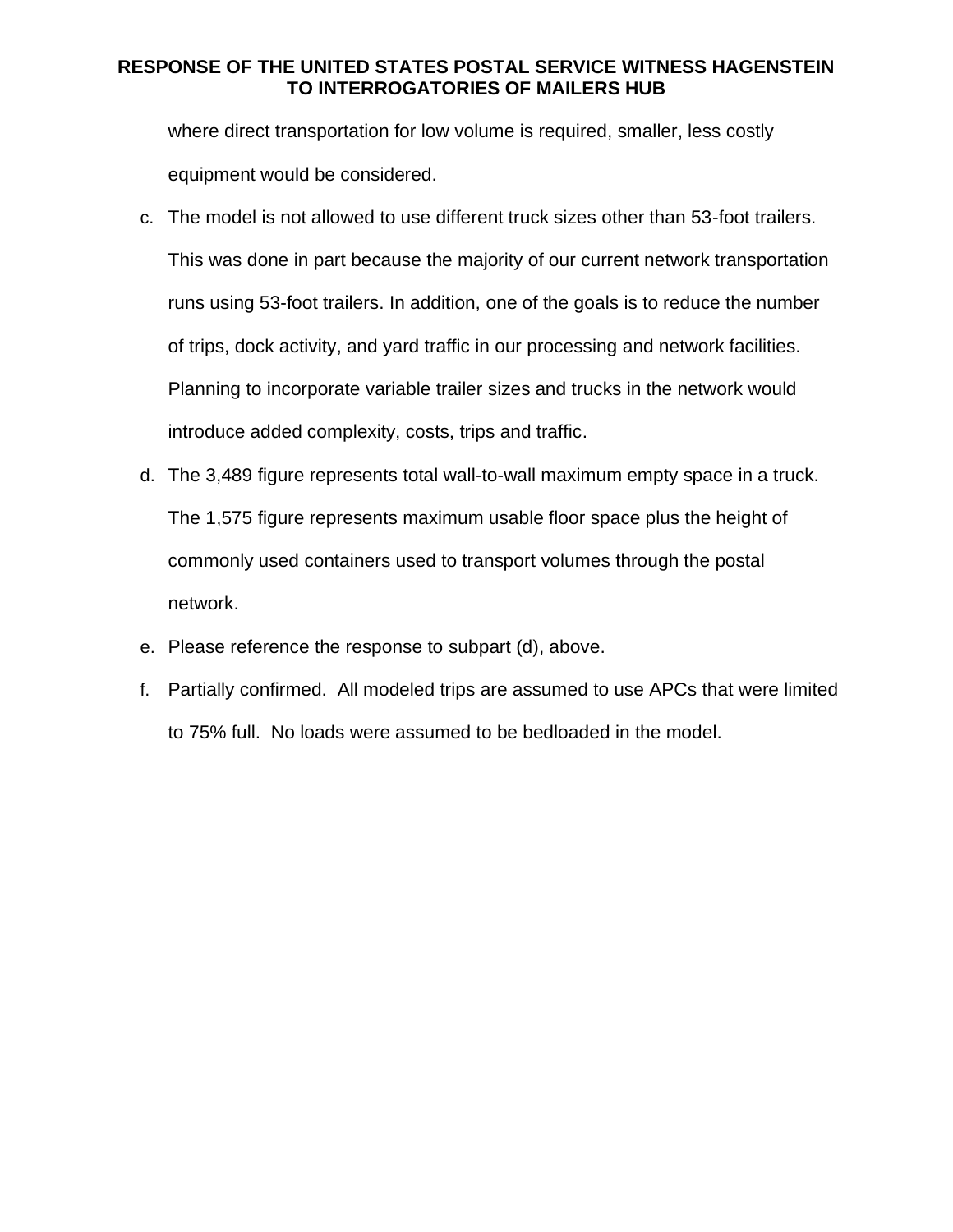where direct transportation for low volume is required, smaller, less costly equipment would be considered.

c. The model is not allowed to use different truck sizes other than 53-foot trailers. This was done in part because the majority of our current network transportation runs using 53-foot trailers. In addition, one of the goals is to reduce the number of trips, dock activity, and yard traffic in our processing and network facilities. Planning to incorporate variable trailer sizes and trucks in the network would introduce added complexity, costs, trips and traffic.

d. The 3,489 figure represents total wall-to-wall maximum empty space in a truck. The 1,575 figure represents maximum usable floor space plus the height of commonly used containers used to transport volumes through the postal network.

e. Please reference the response to subpart (d), above.

f. Partially confirmed. All modeled trips are assumed to use APCs that were limited to 75% full. No loads were assumed to be bedloaded in the model.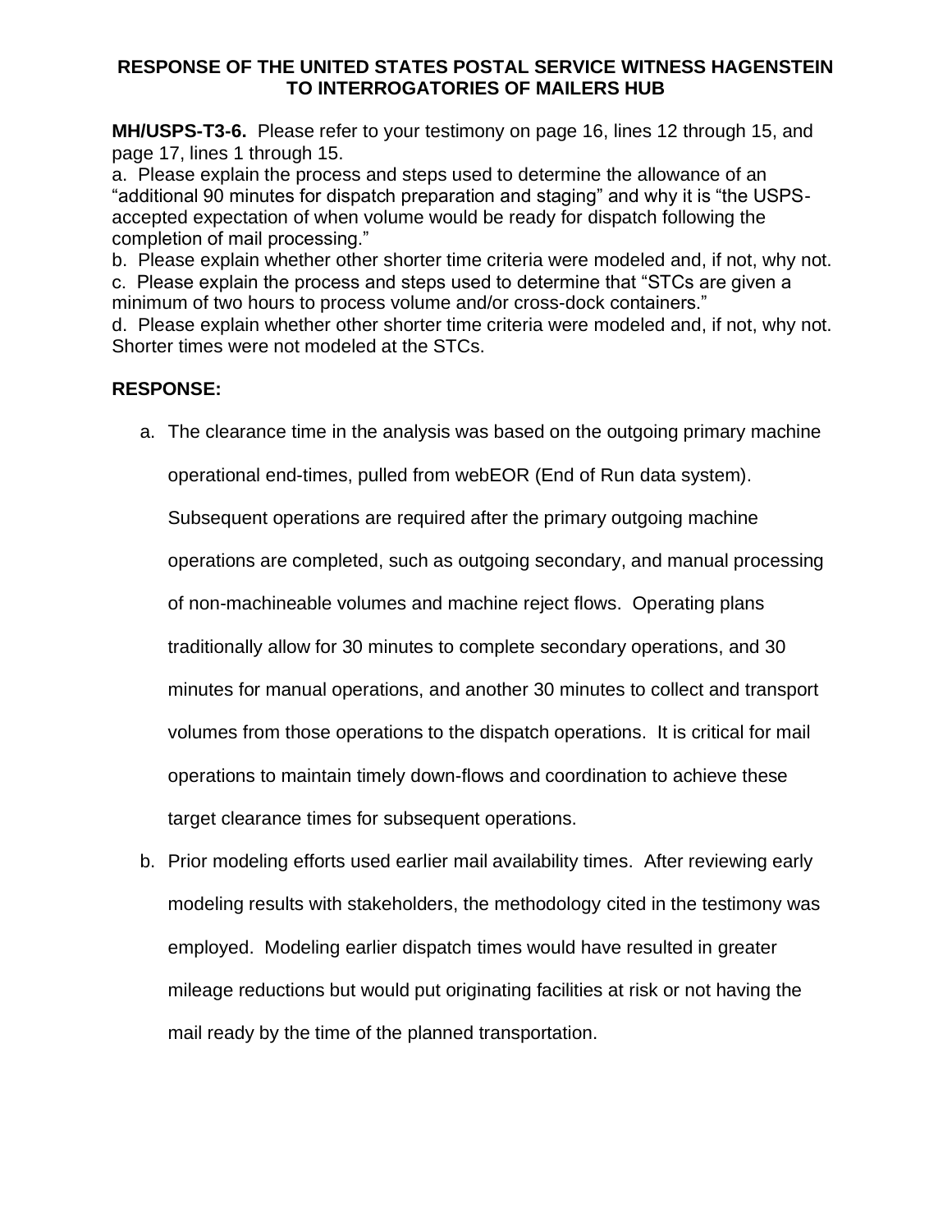**RESPONSE OF THE UNITED STATES POSTAL SERVICE WITNESS HAGENSTEIN TO INTERROGATORIES OF MAILERS HUB**

**MH/USPS-T3-6.** Please refer to your testimony on page 16, lines 12 through 15, and page 17, lines 1 through 15.

a. Please explain the process and steps used to determine the allowance of an "additional 90 minutes for dispatch preparation and staging" and why it is "the USPS-accepted expectation of when volume would be ready for dispatch following the completion of mail processing."

b. Please explain whether other shorter time criteria were modeled and, if not, why not.

c. Please explain the process and steps used to determine that "STCs are given a minimum of two hours to process volume and/or cross-dock containers."

d. Please explain whether other shorter time criteria were modeled and, if not, why not. Shorter times were not modeled at the STCs.

**RESPONSE:**

a. The clearance time in the analysis was based on the outgoing primary machine operational end-times, pulled from webEOR (End of Run data system). Subsequent operations are required after the primary outgoing machine operations are completed, such as outgoing secondary, and manual processing of non-machineable volumes and machine reject flows. Operating plans traditionally allow for 30 minutes to complete secondary operations, and 30 minutes for manual operations, and another 30 minutes to collect and transport volumes from those operations to the dispatch operations. It is critical for mail operations to maintain timely down-flows and coordination to achieve these target clearance times for subsequent operations.

b. Prior modeling efforts used earlier mail availability times. After reviewing early modeling results with stakeholders, the methodology cited in the testimony was employed. Modeling earlier dispatch times would have resulted in greater mileage reductions but would put originating facilities at risk or not having the mail ready by the time of the planned transportation.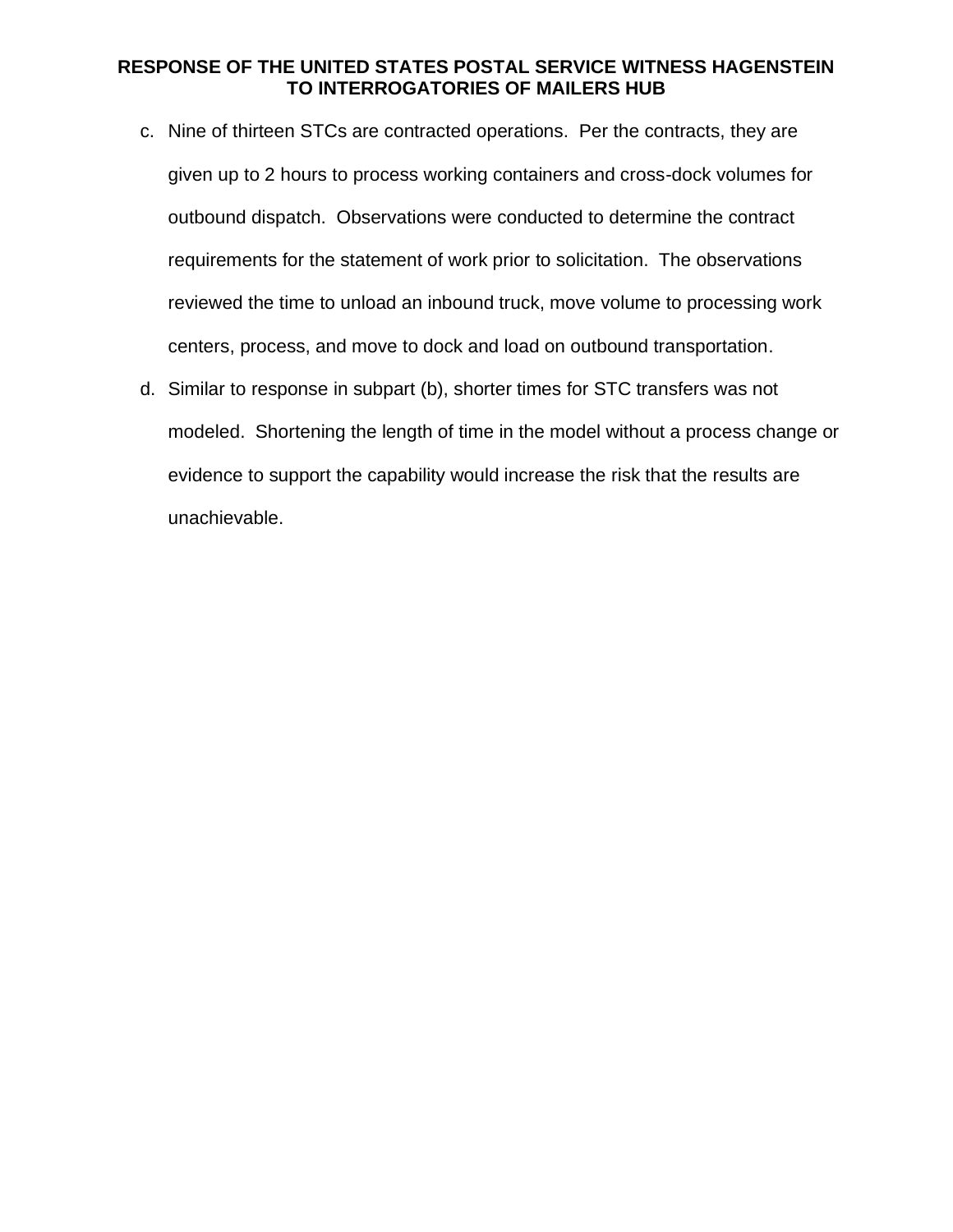c. Nine of thirteen STCs are contracted operations. Per the contracts, they are given up to 2 hours to process working containers and cross-dock volumes for outbound dispatch. Observations were conducted to determine the contract requirements for the statement of work prior to solicitation. The observations reviewed the time to unload an inbound truck, move volume to processing work centers, process, and move to dock and load on outbound transportation.

d. Similar to response in subpart (b), shorter times for STC transfers was not modeled. Shortening the length of time in the model without a process change or evidence to support the capability would increase the risk that the results are unachievable.